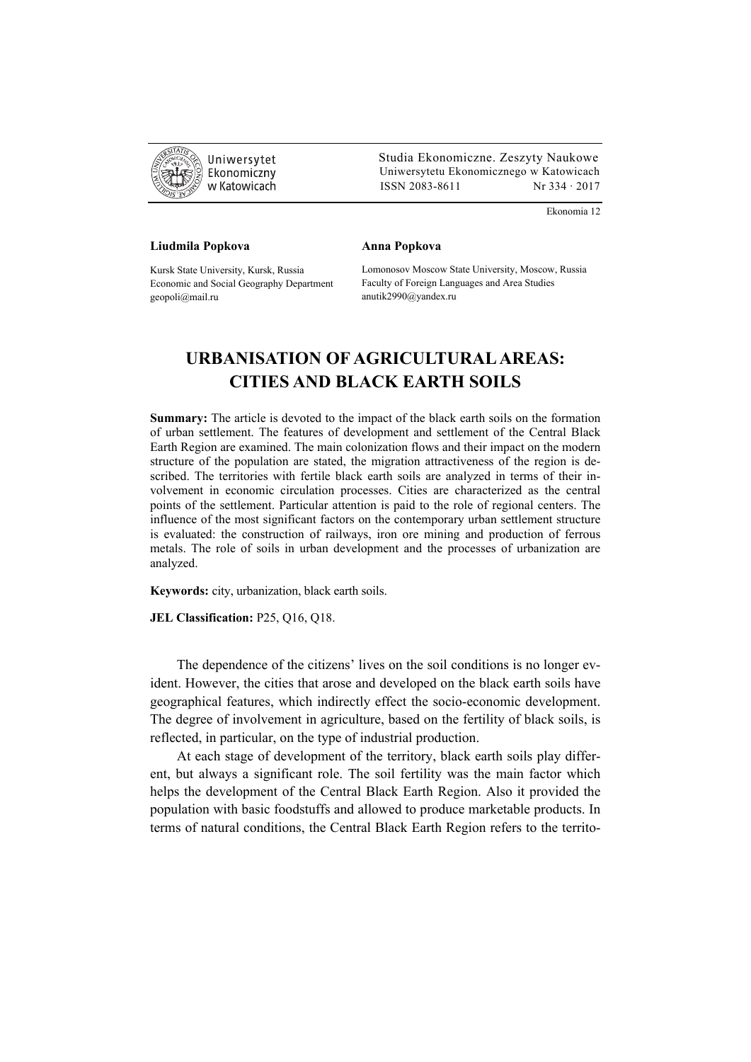Liudmila Popkova

Kursk State University, Kursk, Russia
Economic and Social Geography Department
geopoli@mail.ru

Anna Popkova

Lomonosov Moscow State University, Moscow, Russia
Faculty of Foreign Languages and Area Studies
anutik2990@yandex.ru

# URBANISATION OF AGRICULTURAL AREAS: CITIES AND BLACK EARTH SOILS

**Summary:** The article is devoted to the impact of the black earth soils on the formation of urban settlement. The features of development and settlement of the Central Black Earth Region are examined. The main colonization flows and their impact on the modern structure of the population are stated, the migration attractiveness of the region is described. The territories with fertile black earth soils are analyzed in terms of their involvement in economic circulation processes. Cities are characterized as the central points of the settlement. Particular attention is paid to the role of regional centers. The influence of the most significant factors on the contemporary urban settlement structure is evaluated: the construction of railways, iron ore mining and production of ferrous metals. The role of soils in urban development and the processes of urbanization are analyzed.

**Keywords:** city, urbanization, black earth soils.

**JEL Classification:** P25, Q16, Q18.

The dependence of the citizens' lives on the soil conditions is no longer evident. However, the cities that arose and developed on the black earth soils have geographical features, which indirectly effect the socio-economic development. The degree of involvement in agriculture, based on the fertility of black soils, is reflected, in particular, on the type of industrial production.

At each stage of development of the territory, black earth soils play different, but always a significant role. The soil fertility was the main factor which helps the development of the Central Black Earth Region. Also it provided the population with basic foodstuffs and allowed to produce marketable products. In terms of natural conditions, the Central Black Earth Region refers to the territo-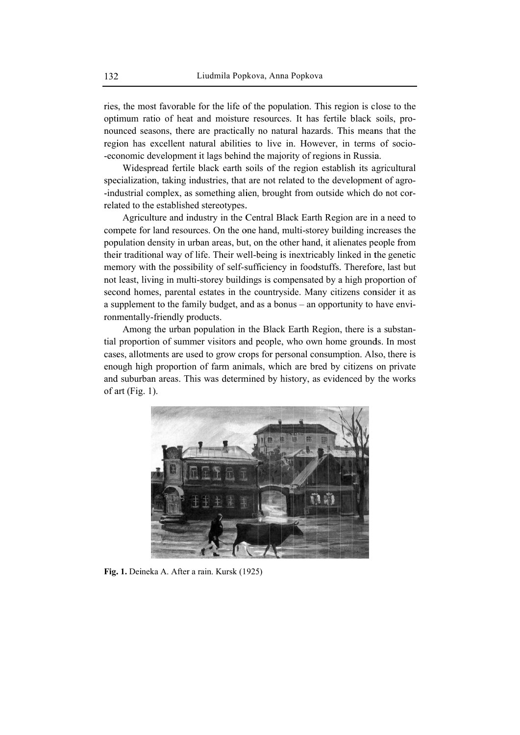ries, the most favorable for the life of the population. This region is close to the optimum ratio of heat and moisture resources. It has fertile black soils, pronounced seasons, there are practically no natural hazards. This means that the region has excellent natural abilities to live in. However, in terms of socio-economic development it lags behind the majority of regions in Russia.

Widespread fertile black earth soils of the region establish its agricultural specialization, taking industries, that are not related to the development of agro-industrial complex, as something alien, brought from outside which do not correlated to the established stereotypes.

Agriculture and industry in the Central Black Earth Region are in a need to compete for land resources. On the one hand, multi-storey building increases the population density in urban areas, but, on the other hand, it alienates people from their traditional way of life. Their well-being is inextricably linked in the genetic memory with the possibility of self-sufficiency in foodstuffs. Therefore, last but not least, living in multi-storey buildings is compensated by a high proportion of second homes, parental estates in the countryside. Many citizens consider it as a supplement to the family budget, and as a bonus – an opportunity to have environmentally-friendly products.

Among the urban population in the Black Earth Region, there is a substantial proportion of summer visitors and people, who own home grounds. In most cases, allotments are used to grow crops for personal consumption. Also, there is enough high proportion of farm animals, which are bred by citizens on private and suburban areas. This was determined by history, as evidenced by the works of art (Fig. 1).

**Fig. 1.** Deineka A. After a rain. Kursk (1925)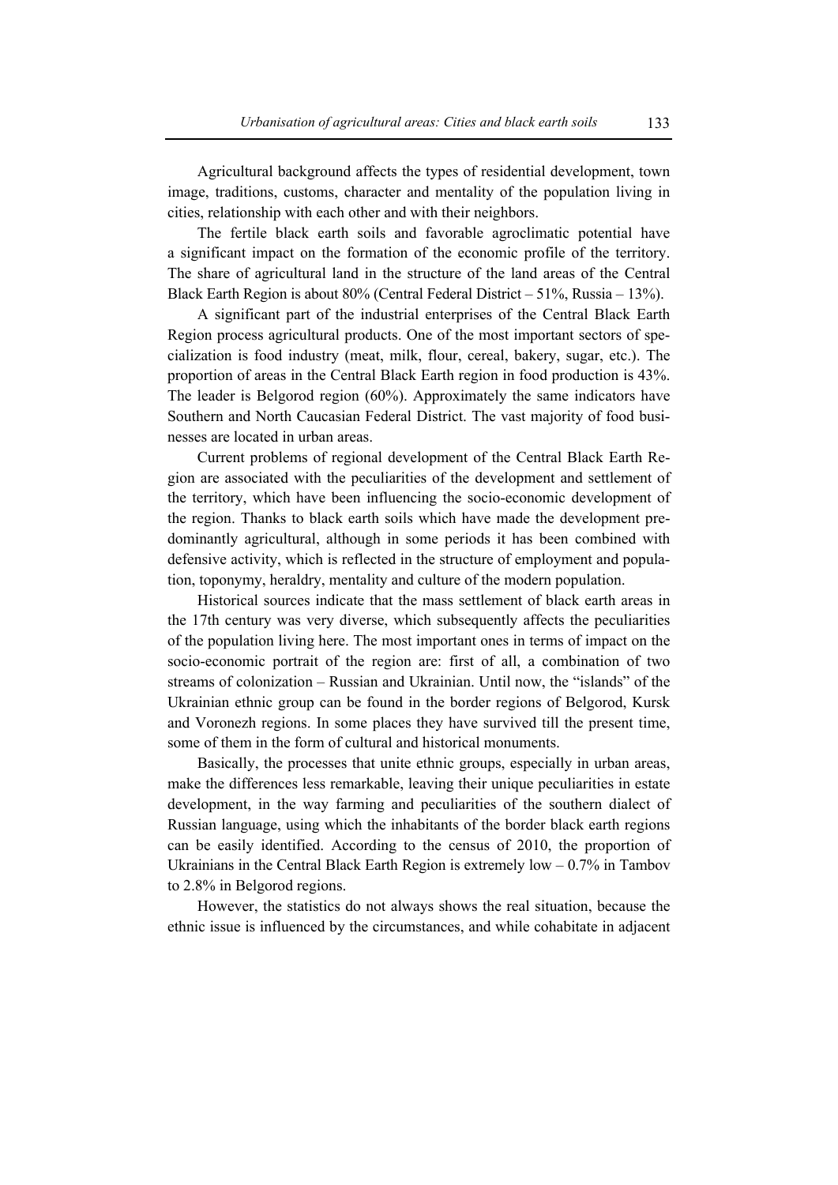Agricultural background affects the types of residential development, town image, traditions, customs, character and mentality of the population living in cities, relationship with each other and with their neighbors.

The fertile black earth soils and favorable agroclimatic potential have a significant impact on the formation of the economic profile of the territory. The share of agricultural land in the structure of the land areas of the Central Black Earth Region is about 80% (Central Federal District – 51%, Russia – 13%).

A significant part of the industrial enterprises of the Central Black Earth Region process agricultural products. One of the most important sectors of specialization is food industry (meat, milk, flour, cereal, bakery, sugar, etc.). The proportion of areas in the Central Black Earth region in food production is 43%. The leader is Belgorod region (60%). Approximately the same indicators have Southern and North Caucasian Federal District. The vast majority of food businesses are located in urban areas.

Current problems of regional development of the Central Black Earth Region are associated with the peculiarities of the development and settlement of the territory, which have been influencing the socio-economic development of the region. Thanks to black earth soils which have made the development predominantly agricultural, although in some periods it has been combined with defensive activity, which is reflected in the structure of employment and population, toponymy, heraldry, mentality and culture of the modern population.

Historical sources indicate that the mass settlement of black earth areas in the 17th century was very diverse, which subsequently affects the peculiarities of the population living here. The most important ones in terms of impact on the socio-economic portrait of the region are: first of all, a combination of two streams of colonization – Russian and Ukrainian. Until now, the "islands" of the Ukrainian ethnic group can be found in the border regions of Belgorod, Kursk and Voronezh regions. In some places they have survived till the present time, some of them in the form of cultural and historical monuments.

Basically, the processes that unite ethnic groups, especially in urban areas, make the differences less remarkable, leaving their unique peculiarities in estate development, in the way farming and peculiarities of the southern dialect of Russian language, using which the inhabitants of the border black earth regions can be easily identified. According to the census of 2010, the proportion of Ukrainians in the Central Black Earth Region is extremely low – 0.7% in Tambov to 2.8% in Belgorod regions.

However, the statistics do not always shows the real situation, because the ethnic issue is influenced by the circumstances, and while cohabitate in adjacent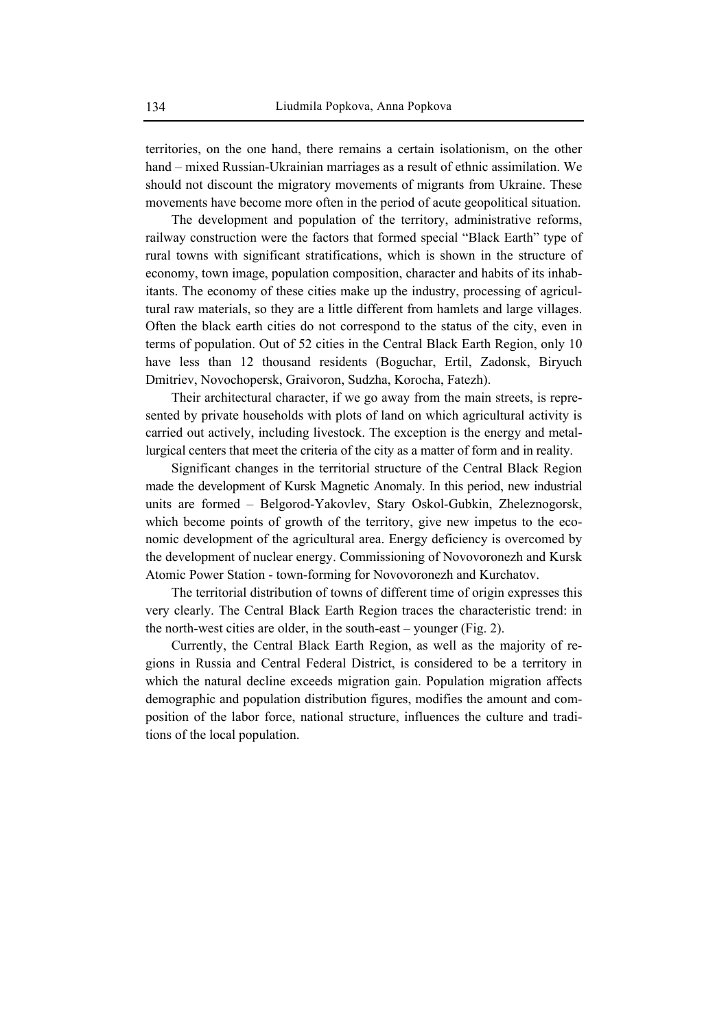territories, on the one hand, there remains a certain isolationism, on the other hand – mixed Russian-Ukrainian marriages as a result of ethnic assimilation. We should not discount the migratory movements of migrants from Ukraine. These movements have become more often in the period of acute geopolitical situation.

The development and population of the territory, administrative reforms, railway construction were the factors that formed special "Black Earth" type of rural towns with significant stratifications, which is shown in the structure of economy, town image, population composition, character and habits of its inhabitants. The economy of these cities make up the industry, processing of agricultural raw materials, so they are a little different from hamlets and large villages. Often the black earth cities do not correspond to the status of the city, even in terms of population. Out of 52 cities in the Central Black Earth Region, only 10 have less than 12 thousand residents (Boguchar, Ertil, Zadonsk, Biryuch Dmitriev, Novochopersk, Graivoron, Sudzha, Korocha, Fatezh).

Their architectural character, if we go away from the main streets, is represented by private households with plots of land on which agricultural activity is carried out actively, including livestock. The exception is the energy and metallurgical centers that meet the criteria of the city as a matter of form and in reality.

Significant changes in the territorial structure of the Central Black Region made the development of Kursk Magnetic Anomaly. In this period, new industrial units are formed – Belgorod-Yakovlev, Stary Oskol-Gubkin, Zheleznogorsk, which become points of growth of the territory, give new impetus to the economic development of the agricultural area. Energy deficiency is overcomed by the development of nuclear energy. Commissioning of Novovoronezh and Kursk Atomic Power Station - town-forming for Novovoronezh and Kurchatov.

The territorial distribution of towns of different time of origin expresses this very clearly. The Central Black Earth Region traces the characteristic trend: in the north-west cities are older, in the south-east – younger (Fig. 2).

Currently, the Central Black Earth Region, as well as the majority of regions in Russia and Central Federal District, is considered to be a territory in which the natural decline exceeds migration gain. Population migration affects demographic and population distribution figures, modifies the amount and composition of the labor force, national structure, influences the culture and traditions of the local population.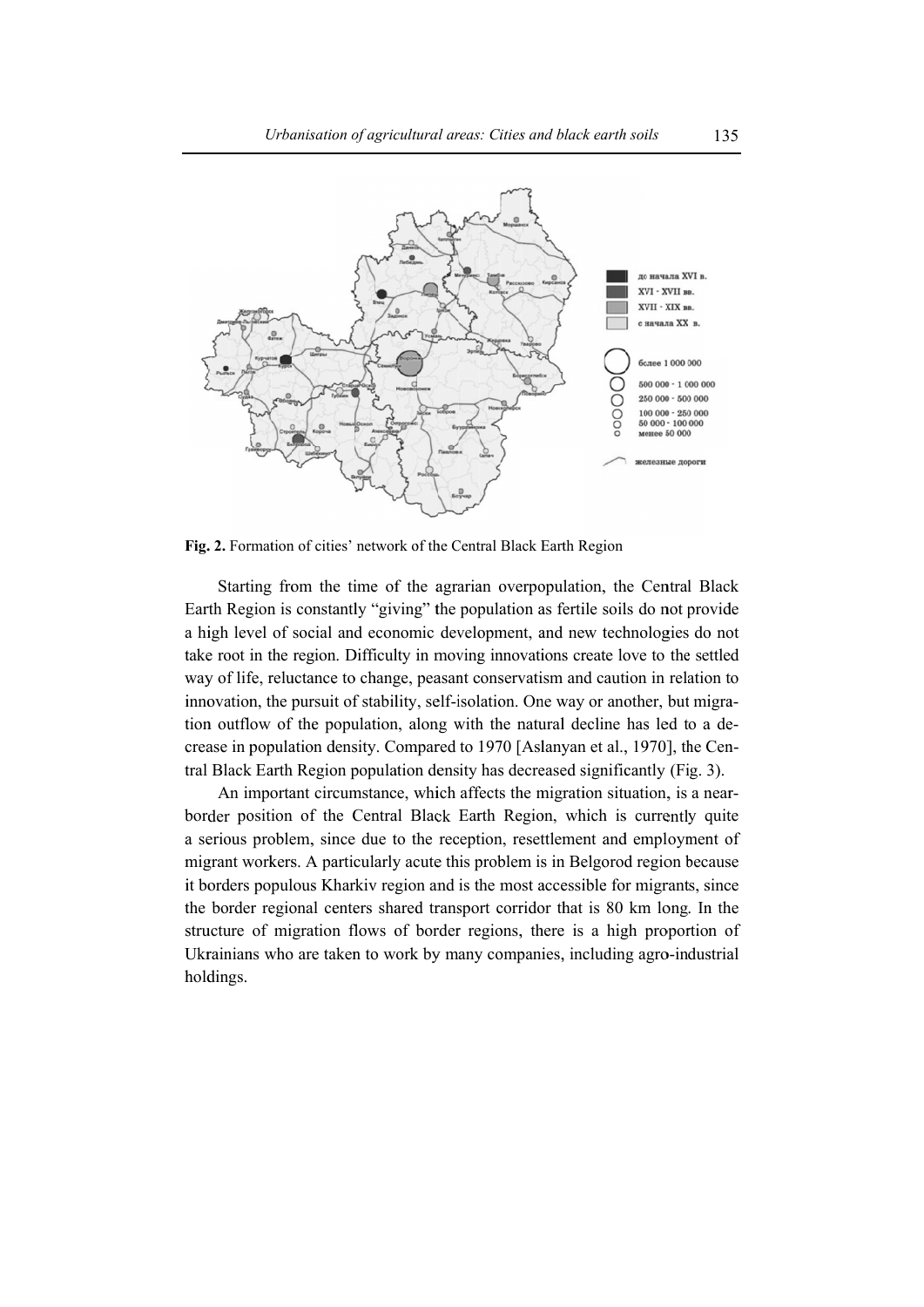Fig. 2. Formation of cities' network of the Central Black Earth Region

Starting from the time of the agrarian overpopulation, the Central Black Earth Region is constantly "giving" the population as fertile soils do not provide a high level of social and economic development, and new technologies do not take root in the region. Difficulty in moving innovations create love to the settled way of life, reluctance to change, peasant conservatism and caution in relation to innovation, the pursuit of stability, self-isolation. One way or another, but migration outflow of the population, along with the natural decline has led to a decrease in population density. Compared to 1970 [Aslanyan et al., 1970], the Central Black Earth Region population density has decreased significantly (Fig. 3).

An important circumstance, which affects the migration situation, is a near-border position of the Central Black Earth Region, which is currently quite a serious problem, since due to the reception, resettlement and employment of migrant workers. A particularly acute this problem is in Belgorod region because it borders populous Kharkiv region and is the most accessible for migrants, since the border regional centers shared transport corridor that is 80 km long. In the structure of migration flows of border regions, there is a high proportion of Ukrainians who are taken to work by many companies, including agro-industrial holdings.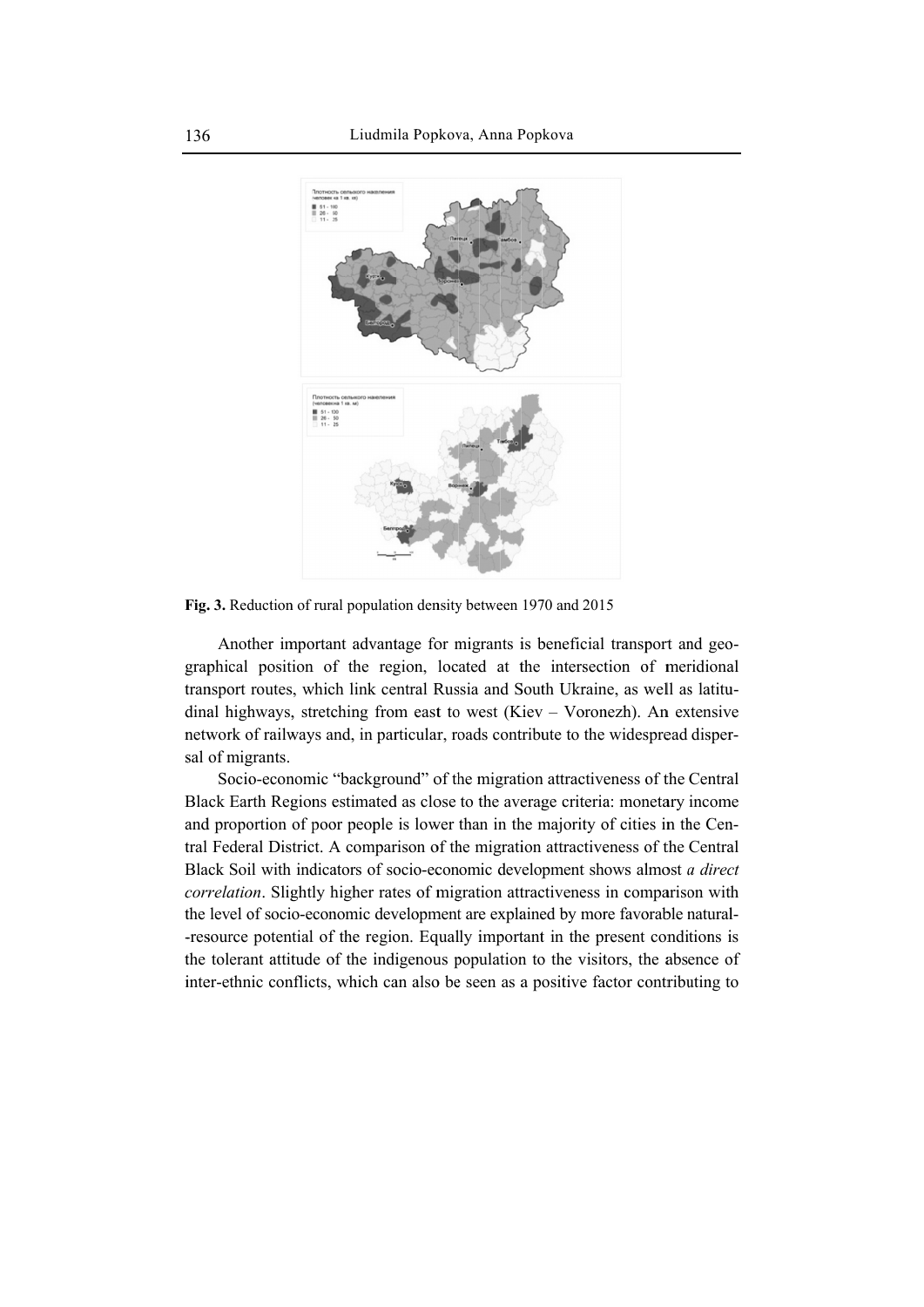Fig. 3. Reduction of rural population density between 1970 and 2015

Another important advantage for migrants is beneficial transport and geographical position of the region, located at the intersection of meridional transport routes, which link central Russia and South Ukraine, as well as latitudinal highways, stretching from east to west (Kiev – Voronezh). An extensive network of railways and, in particular, roads contribute to the widespread dispersal of migrants.

Socio-economic "background" of the migration attractiveness of the Central Black Earth Regions estimated as close to the average criteria: monetary income and proportion of poor people is lower than in the majority of cities in the Central Federal District. A comparison of the migration attractiveness of the Central Black Soil with indicators of socio-economic development shows almost *a direct correlation*. Slightly higher rates of migration attractiveness in comparison with the level of socio-economic development are explained by more favorable natural--resource potential of the region. Equally important in the present conditions is the tolerant attitude of the indigenous population to the visitors, the absence of inter-ethnic conflicts, which can also be seen as a positive factor contributing to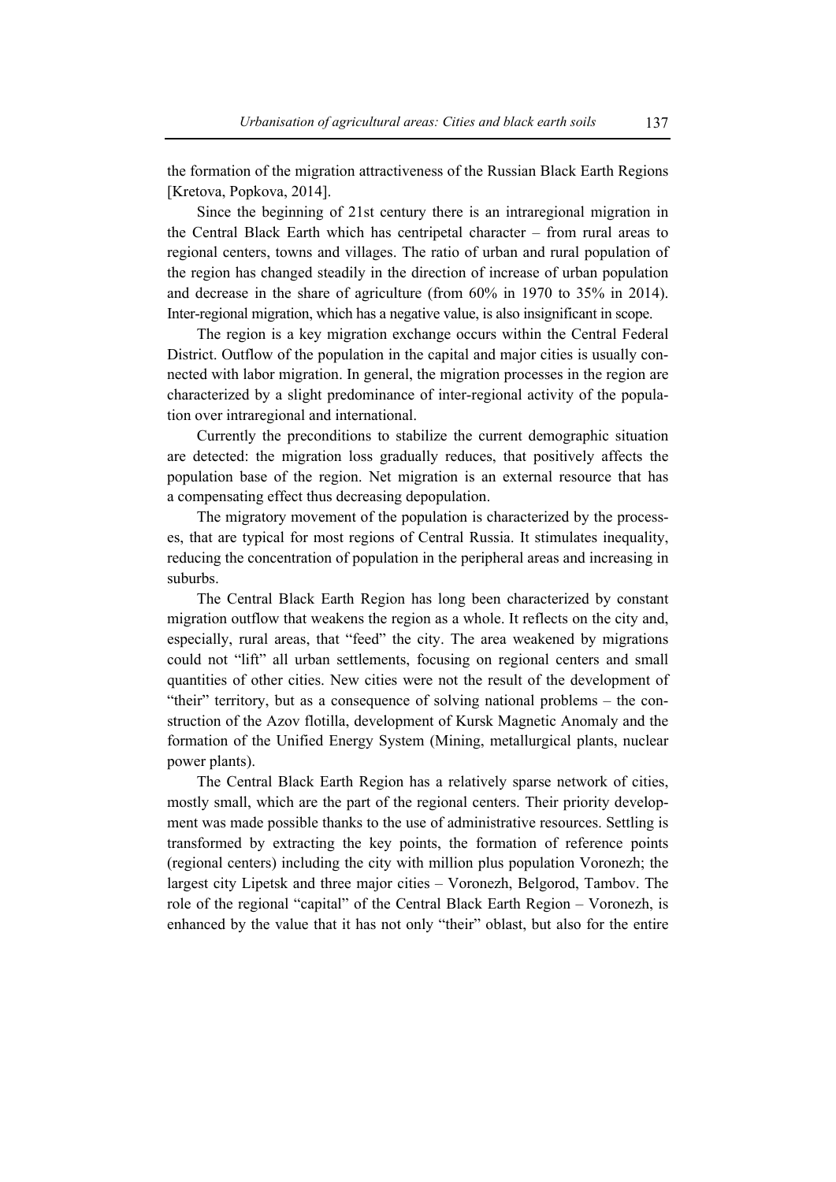the formation of the migration attractiveness of the Russian Black Earth Regions [Kretova, Popkova, 2014].

Since the beginning of 21st century there is an intraregional migration in the Central Black Earth which has centripetal character – from rural areas to regional centers, towns and villages. The ratio of urban and rural population of the region has changed steadily in the direction of increase of urban population and decrease in the share of agriculture (from 60% in 1970 to 35% in 2014). Inter-regional migration, which has a negative value, is also insignificant in scope.

The region is a key migration exchange occurs within the Central Federal District. Outflow of the population in the capital and major cities is usually connected with labor migration. In general, the migration processes in the region are characterized by a slight predominance of inter-regional activity of the population over intraregional and international.

Currently the preconditions to stabilize the current demographic situation are detected: the migration loss gradually reduces, that positively affects the population base of the region. Net migration is an external resource that has a compensating effect thus decreasing depopulation.

The migratory movement of the population is characterized by the processes, that are typical for most regions of Central Russia. It stimulates inequality, reducing the concentration of population in the peripheral areas and increasing in suburbs.

The Central Black Earth Region has long been characterized by constant migration outflow that weakens the region as a whole. It reflects on the city and, especially, rural areas, that "feed" the city. The area weakened by migrations could not "lift" all urban settlements, focusing on regional centers and small quantities of other cities. New cities were not the result of the development of "their" territory, but as a consequence of solving national problems – the construction of the Azov flotilla, development of Kursk Magnetic Anomaly and the formation of the Unified Energy System (Mining, metallurgical plants, nuclear power plants).

The Central Black Earth Region has a relatively sparse network of cities, mostly small, which are the part of the regional centers. Their priority development was made possible thanks to the use of administrative resources. Settling is transformed by extracting the key points, the formation of reference points (regional centers) including the city with million plus population Voronezh; the largest city Lipetsk and three major cities – Voronezh, Belgorod, Tambov. The role of the regional "capital" of the Central Black Earth Region – Voronezh, is enhanced by the value that it has not only "their" oblast, but also for the entire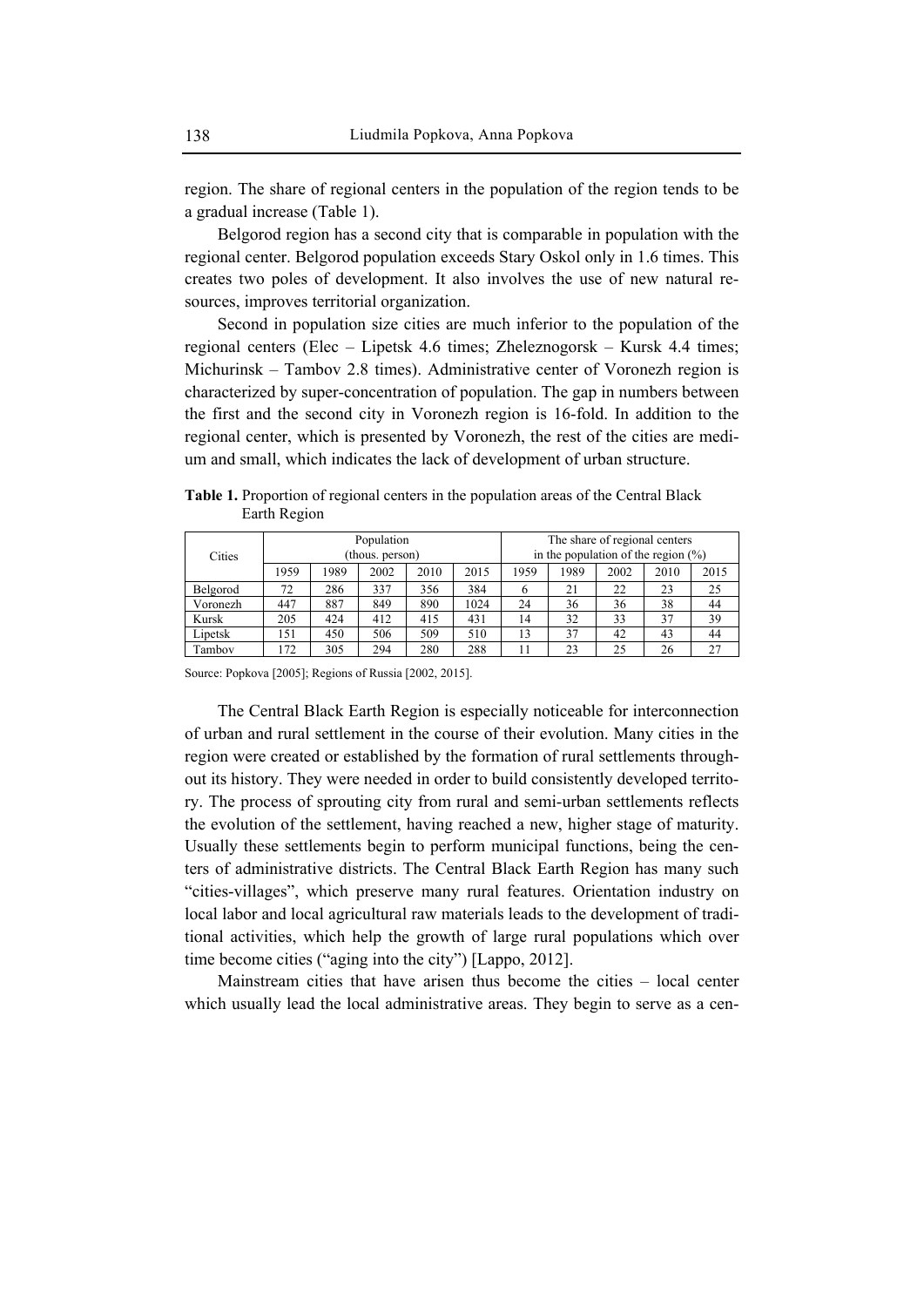region. The share of regional centers in the population of the region tends to be a gradual increase (Table 1).

Belgorod region has a second city that is comparable in population with the regional center. Belgorod population exceeds Stary Oskol only in 1.6 times. This creates two poles of development. It also involves the use of new natural resources, improves territorial organization.

Second in population size cities are much inferior to the population of the regional centers (Elec – Lipetsk 4.6 times; Zheleznogorsk – Kursk 4.4 times; Michurinsk – Tambov 2.8 times). Administrative center of Voronezh region is characterized by super-concentration of population. The gap in numbers between the first and the second city in Voronezh region is 16-fold. In addition to the regional center, which is presented by Voronezh, the rest of the cities are medium and small, which indicates the lack of development of urban structure.

**Table 1.** Proportion of regional centers in the population areas of the Central Black Earth Region

| Cities | Population (thous. person) | | | | | The share of regional centers in the population of the region (%) | | | | |
|---|---|---|---|---|---|---|---|---|---|---|
| | 1959 | 1989 | 2002 | 2010 | 2015 | 1959 | 1989 | 2002 | 2010 | 2015 |
| Belgorod | 72 | 286 | 337 | 356 | 384 | 6 | 21 | 22 | 23 | 25 |
| Voronezh | 447 | 887 | 849 | 890 | 1024 | 24 | 36 | 36 | 38 | 44 |
| Kursk | 205 | 424 | 412 | 415 | 431 | 14 | 32 | 33 | 37 | 39 |
| Lipetsk | 151 | 450 | 506 | 509 | 510 | 13 | 37 | 42 | 43 | 44 |
| Tambov | 172 | 305 | 294 | 280 | 288 | 11 | 23 | 25 | 26 | 27 |

Source: Popkova [2005]; Regions of Russia [2002, 2015].

The Central Black Earth Region is especially noticeable for interconnection of urban and rural settlement in the course of their evolution. Many cities in the region were created or established by the formation of rural settlements throughout its history. They were needed in order to build consistently developed territory. The process of sprouting city from rural and semi-urban settlements reflects the evolution of the settlement, having reached a new, higher stage of maturity. Usually these settlements begin to perform municipal functions, being the centers of administrative districts. The Central Black Earth Region has many such "cities-villages", which preserve many rural features. Orientation industry on local labor and local agricultural raw materials leads to the development of traditional activities, which help the growth of large rural populations which over time become cities ("aging into the city") [Lappo, 2012].

Mainstream cities that have arisen thus become the cities – local center which usually lead the local administrative areas. They begin to serve as a cen-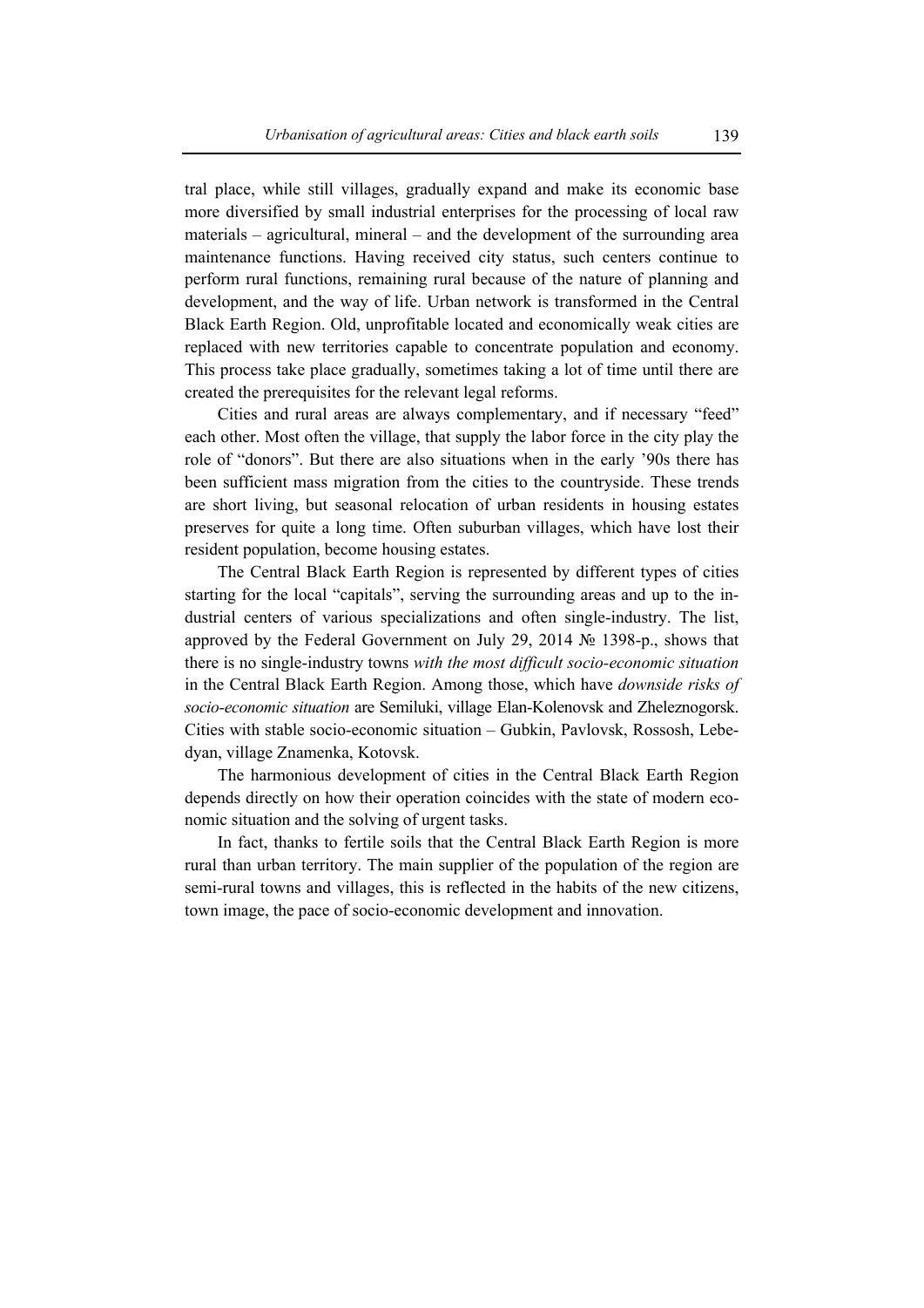tral place, while still villages, gradually expand and make its economic base more diversified by small industrial enterprises for the processing of local raw materials – agricultural, mineral – and the development of the surrounding area maintenance functions. Having received city status, such centers continue to perform rural functions, remaining rural because of the nature of planning and development, and the way of life. Urban network is transformed in the Central Black Earth Region. Old, unprofitable located and economically weak cities are replaced with new territories capable to concentrate population and economy. This process take place gradually, sometimes taking a lot of time until there are created the prerequisites for the relevant legal reforms.

Cities and rural areas are always complementary, and if necessary "feed" each other. Most often the village, that supply the labor force in the city play the role of "donors". But there are also situations when in the early '90s there has been sufficient mass migration from the cities to the countryside. These trends are short living, but seasonal relocation of urban residents in housing estates preserves for quite a long time. Often suburban villages, which have lost their resident population, become housing estates.

The Central Black Earth Region is represented by different types of cities starting for the local "capitals", serving the surrounding areas and up to the industrial centers of various specializations and often single-industry. The list, approved by the Federal Government on July 29, 2014 № 1398-p., shows that there is no single-industry towns *with the most difficult socio-economic situation* in the Central Black Earth Region. Among those, which have *downside risks of socio-economic situation* are Semiluki, village Elan-Kolenovsk and Zheleznogorsk. Cities with stable socio-economic situation – Gubkin, Pavlovsk, Rossosh, Lebedyan, village Znamenka, Kotovsk.

The harmonious development of cities in the Central Black Earth Region depends directly on how their operation coincides with the state of modern economic situation and the solving of urgent tasks.

In fact, thanks to fertile soils that the Central Black Earth Region is more rural than urban territory. The main supplier of the population of the region are semi-rural towns and villages, this is reflected in the habits of the new citizens, town image, the pace of socio-economic development and innovation.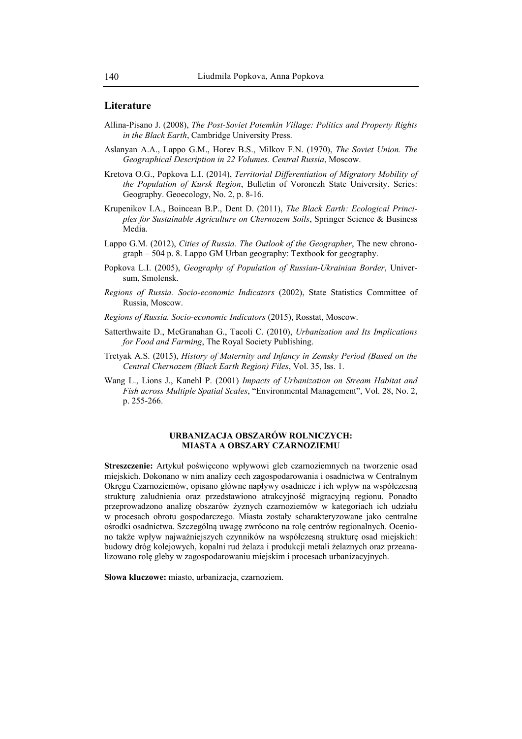## Literature

Allina-Pisano J. (2008), *The Post-Soviet Potemkin Village: Politics and Property Rights in the Black Earth*, Cambridge University Press.

Aslanyan A.A., Lappo G.M., Horev B.S., Milkov F.N. (1970), *The Soviet Union. The Geographical Description in 22 Volumes. Central Russia*, Moscow.

Kretova O.G., Popkova L.I. (2014), *Territorial Differentiation of Migratory Mobility of the Population of Kursk Region*, Bulletin of Voronezh State University. Series: Geography. Geoecology, No. 2, p. 8-16.

Krupenikov I.A., Boincean B.P., Dent D. (2011), *The Black Earth: Ecological Principles for Sustainable Agriculture on Chernozem Soils*, Springer Science & Business Media.

Lappo G.M. (2012), *Cities of Russia. The Outlook of the Geographer*, The new chronograph – 504 p. 8. Lappo GM Urban geography: Textbook for geography.

Popkova L.I. (2005), *Geography of Population of Russian-Ukrainian Border*, Universum, Smolensk.

*Regions of Russia. Socio-economic Indicators* (2002), State Statistics Committee of Russia, Moscow.

*Regions of Russia. Socio-economic Indicators* (2015), Rosstat, Moscow.

Satterthwaite D., McGranahan G., Tacoli C. (2010), *Urbanization and Its Implications for Food and Farming*, The Royal Society Publishing.

Tretyak A.S. (2015), *History of Maternity and Infancy in Zemsky Period (Based on the Central Chernozem (Black Earth Region) Files*, Vol. 35, Iss. 1.

Wang L., Lions J., Kanehl P. (2001) *Impacts of Urbanization on Stream Habitat and Fish across Multiple Spatial Scales*, "Environmental Management", Vol. 28, No. 2, p. 255-266.

### URBANIZACJA OBSZARÓW ROLNICZYCH: MIASTA A OBSZARY CZARNOZIEMU

**Streszczenie:** Artykuł poświęcono wpływowi gleb czarnoziemnych na tworzenie osad miejskich. Dokonano w nim analizy cech zagospodarowania i osadnictwa w Centralnym Okręgu Czarnoziemów, opisano główne napływy osadnicze i ich wpływ na współczesną strukturę zaludnienia oraz przedstawiono atrakcyjność migracyjną regionu. Ponadto przeprowadzono analizę obszarów żyznych czarnoziemów w kategoriach ich udziału w procesach obrotu gospodarczego. Miasta zostały scharakteryzowane jako centralne ośrodki osadnictwa. Szczególną uwagę zwrócono na rolę centrów regionalnych. Oceniono także wpływ najważniejszych czynników na współczesną strukturę osad miejskich: budowy dróg kolejowych, kopalni rud żelaza i produkcji metali żelaznych oraz przeanalizowano rolę gleby w zagospodarowaniu miejskim i procesach urbanizacyjnych.

**Słowa kluczowe:** miasto, urbanizacja, czarnoziem.